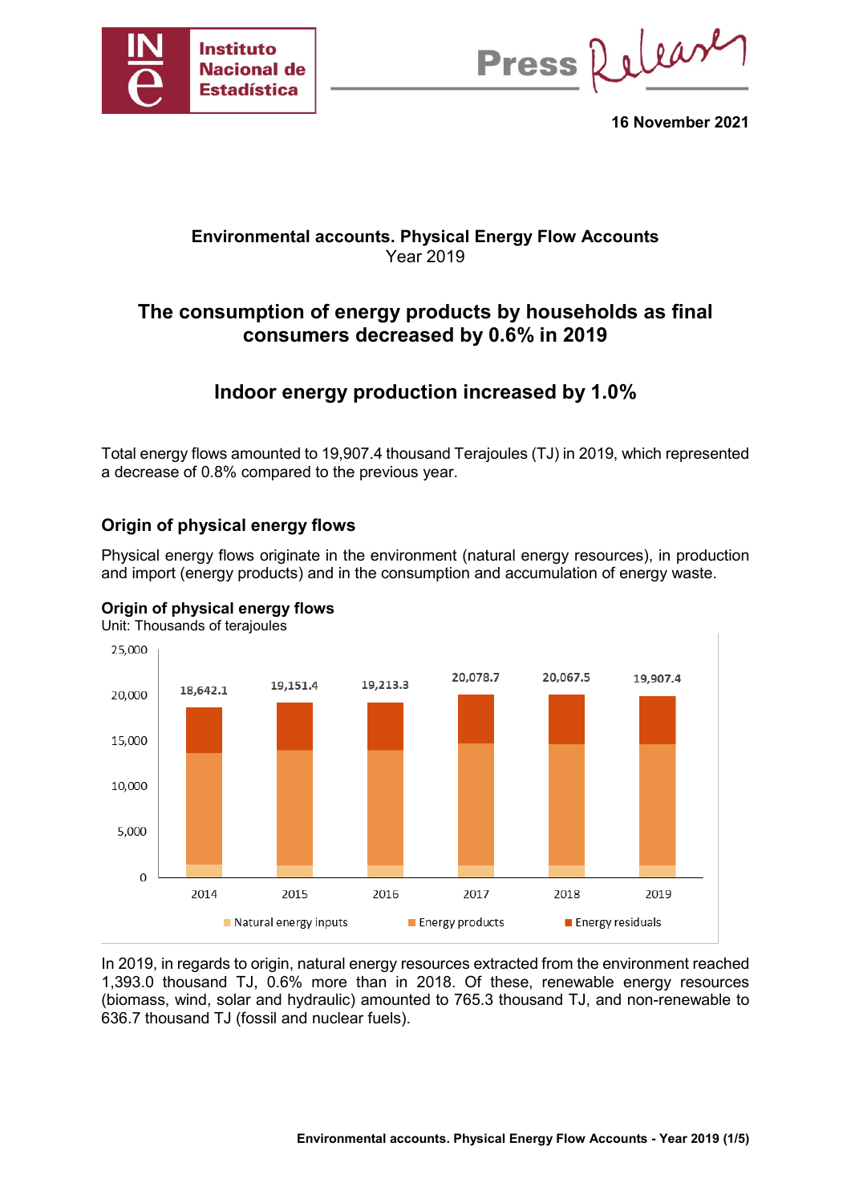16 November 2021

**Environmental accounts. Physical Energy Flow Accounts**
Year 2019

# The consumption of energy products by households as final consumers decreased by 0.6% in 2019

## Indoor energy production increased by 1.0%

Total energy flows amounted to 19,907.4 thousand Terajoules (TJ) in 2019, which represented a decrease of 0.8% compared to the previous year.

### Origin of physical energy flows

Physical energy flows originate in the environment (natural energy resources), in production and import (energy products) and in the consumption and accumulation of energy waste.

**Origin of physical energy flows**
Unit: Thousands of terajoules

| Year | Total |
|---|---|
| 2014 | 18,642.1 |
| 2015 | 19,151.4 |
| 2016 | 19,213.3 |
| 2017 | 20,078.7 |
| 2018 | 20,067.5 |
| 2019 | 19,907.4 |

Natural energy inputs · Energy products · Energy residuals

In 2019, in regards to origin, natural energy resources extracted from the environment reached 1,393.0 thousand TJ, 0.6% more than in 2018. Of these, renewable energy resources (biomass, wind, solar and hydraulic) amounted to 765.3 thousand TJ, and non-renewable to 636.7 thousand TJ (fossil and nuclear fuels).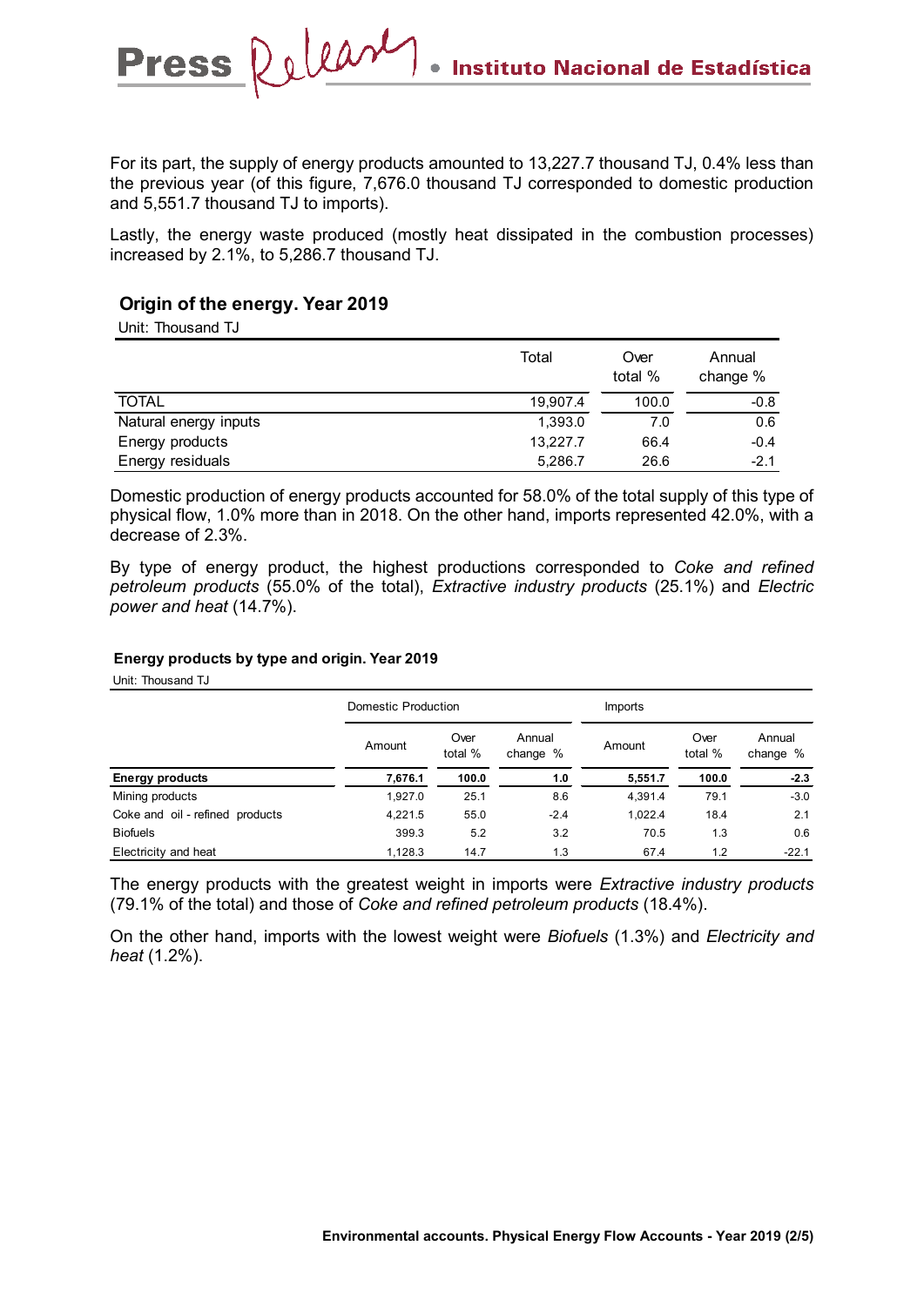For its part, the supply of energy products amounted to 13,227.7 thousand TJ, 0.4% less than the previous year (of this figure, 7,676.0 thousand TJ corresponded to domestic production and 5,551.7 thousand TJ to imports).

Lastly, the energy waste produced (mostly heat dissipated in the combustion processes) increased by 2.1%, to 5,286.7 thousand TJ.

### Origin of the energy. Year 2019

Unit: Thousand TJ

| | Total | Over total % | Annual change % |
|---|---|---|---|
| TOTAL | 19,907.4 | 100.0 | -0.8 |
| Natural energy inputs | 1,393.0 | 7.0 | 0.6 |
| Energy products | 13,227.7 | 66.4 | -0.4 |
| Energy residuals | 5,286.7 | 26.6 | -2.1 |

Domestic production of energy products accounted for 58.0% of the total supply of this type of physical flow, 1.0% more than in 2018. On the other hand, imports represented 42.0%, with a decrease of 2.3%.

By type of energy product, the highest productions corresponded to *Coke and refined petroleum products* (55.0% of the total), *Extractive industry products* (25.1%) and *Electric power and heat* (14.7%).

### Energy products by type and origin. Year 2019

Unit: Thousand TJ

| | Domestic Production | | | Imports | | |
|---|---|---|---|---|---|---|
| | Amount | Over total % | Annual change % | Amount | Over total % | Annual change % |
| **Energy products** | **7,676.1** | **100.0** | **1.0** | **5,551.7** | **100.0** | **-2.3** |
| Mining products | 1,927.0 | 25.1 | 8.6 | 4,391.4 | 79.1 | -3.0 |
| Coke and oil - refined products | 4,221.5 | 55.0 | -2.4 | 1,022.4 | 18.4 | 2.1 |
| Biofuels | 399.3 | 5.2 | 3.2 | 70.5 | 1.3 | 0.6 |
| Electricity and heat | 1,128.3 | 14.7 | 1.3 | 67.4 | 1.2 | -22.1 |

The energy products with the greatest weight in imports were *Extractive industry products* (79.1% of the total) and those of *Coke and refined petroleum products* (18.4%).

On the other hand, imports with the lowest weight were *Biofuels* (1.3%) and *Electricity and heat* (1.2%).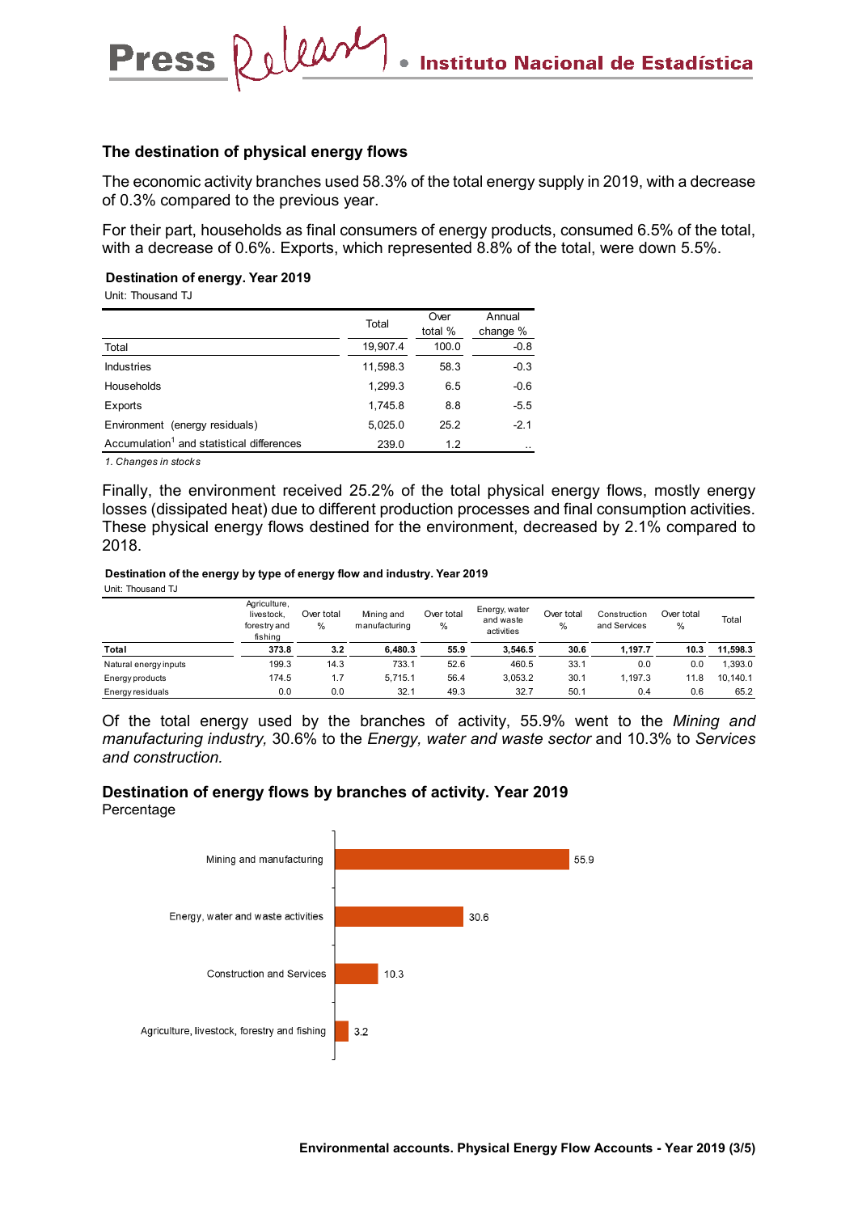## The destination of physical energy flows

The economic activity branches used 58.3% of the total energy supply in 2019, with a decrease of 0.3% compared to the previous year.

For their part, households as final consumers of energy products, consumed 6.5% of the total, with a decrease of 0.6%. Exports, which represented 8.8% of the total, were down 5.5%.

**Destination of energy. Year 2019**

Unit: Thousand TJ

| | Total | Over total % | Annual change % |
|---|---|---|---|
| Total | 19,907.4 | 100.0 | -0.8 |
| Industries | 11,598.3 | 58.3 | -0.3 |
| Households | 1,299.3 | 6.5 | -0.6 |
| Exports | 1,745.8 | 8.8 | -5.5 |
| Environment (energy residuals) | 5,025.0 | 25.2 | -2.1 |
| Accumulation[1] and statistical differences | 239.0 | 1.2 | .. |

*1. Changes in stocks*

Finally, the environment received 25.2% of the total physical energy flows, mostly energy losses (dissipated heat) due to different production processes and final consumption activities. These physical energy flows destined for the environment, decreased by 2.1% compared to 2018.

**Destination of the energy by type of energy flow and industry. Year 2019**

Unit: Thousand TJ

| | Agriculture, livestock, forestry and fishing | Over total % | Mining and manufacturing | Over total % | Energy, water and waste activities | Over total % | Construction and Services | Over total % | Total |
|---|---|---|---|---|---|---|---|---|---|
| **Total** | **373.8** | **3.2** | **6,480.3** | **55.9** | **3,546.5** | **30.6** | **1,197.7** | **10.3** | **11,598.3** |
| Natural energy inputs | 199.3 | 14.3 | 733.1 | 52.6 | 460.5 | 33.1 | 0.0 | 0.0 | 1,393.0 |
| Energy products | 174.5 | 1.7 | 5,715.1 | 56.4 | 3,053.2 | 30.1 | 1,197.3 | 11.8 | 10,140.1 |
| Energy residuals | 0.0 | 0.0 | 32.1 | 49.3 | 32.7 | 50.1 | 0.4 | 0.6 | 65.2 |

Of the total energy used by the branches of activity, 55.9% went to the *Mining and manufacturing industry,* 30.6% to the *Energy, water and waste sector* and 10.3% to *Services and construction.*

**Destination of energy flows by branches of activity. Year 2019**

Percentage

| Branch | Percentage |
|---|---|
| Mining and manufacturing | 55.9 |
| Energy, water and waste activities | 30.6 |
| Construction and Services | 10.3 |
| Agriculture, livestock, forestry and fishing | 3.2 |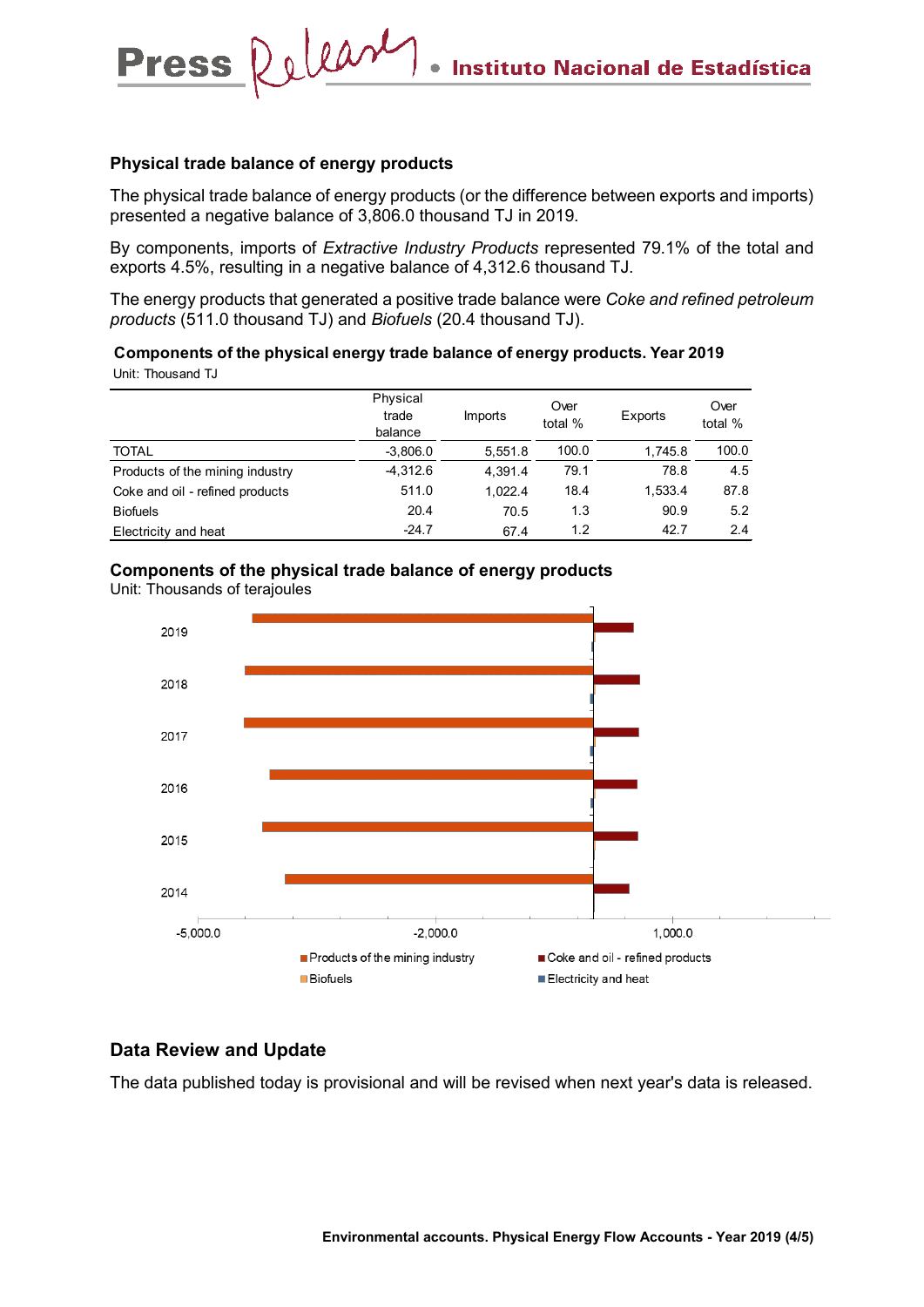## Physical trade balance of energy products

The physical trade balance of energy products (or the difference between exports and imports) presented a negative balance of 3,806.0 thousand TJ in 2019.

By components, imports of *Extractive Industry Products* represented 79.1% of the total and exports 4.5%, resulting in a negative balance of 4,312.6 thousand TJ.

The energy products that generated a positive trade balance were *Coke and refined petroleum products* (511.0 thousand TJ) and *Biofuels* (20.4 thousand TJ).

**Components of the physical energy trade balance of energy products. Year 2019**

Unit: Thousand TJ

| | Physical trade balance | Imports | Over total % | Exports | Over total % |
|---|---|---|---|---|---|
| TOTAL | -3,806.0 | 5,551.8 | 100.0 | 1,745.8 | 100.0 |
| Products of the mining industry | -4,312.6 | 4,391.4 | 79.1 | 78.8 | 4.5 |
| Coke and oil - refined products | 511.0 | 1,022.4 | 18.4 | 1,533.4 | 87.8 |
| Biofuels | 20.4 | 70.5 | 1.3 | 90.9 | 5.2 |
| Electricity and heat | -24.7 | 67.4 | 1.2 | 42.7 | 2.4 |

**Components of the physical trade balance of energy products**

Unit: Thousands of terajoules

## Data Review and Update

The data published today is provisional and will be revised when next year's data is released.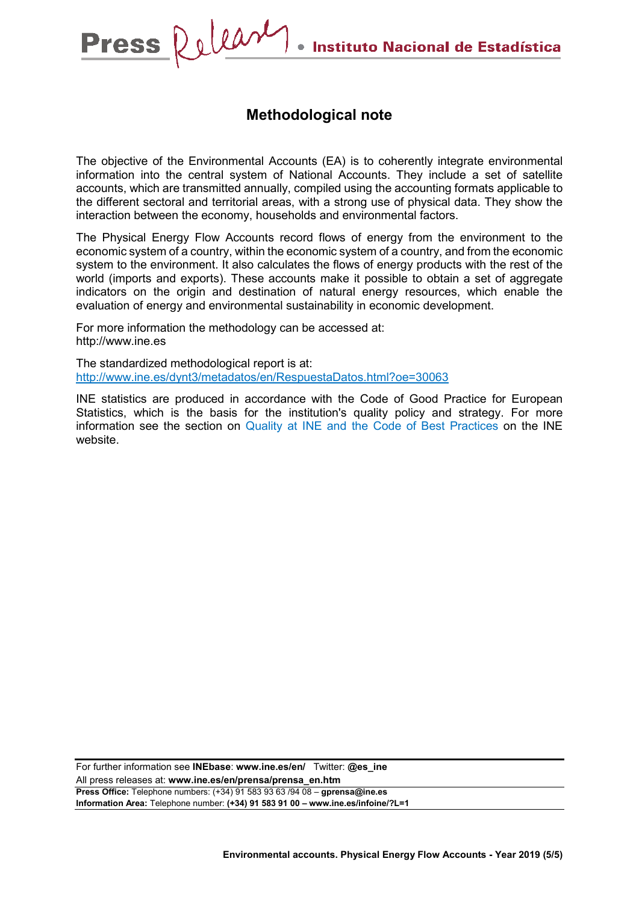## Methodological note

The objective of the Environmental Accounts (EA) is to coherently integrate environmental information into the central system of National Accounts. They include a set of satellite accounts, which are transmitted annually, compiled using the accounting formats applicable to the different sectoral and territorial areas, with a strong use of physical data. They show the interaction between the economy, households and environmental factors.

The Physical Energy Flow Accounts record flows of energy from the environment to the economic system of a country, within the economic system of a country, and from the economic system to the environment. It also calculates the flows of energy products with the rest of the world (imports and exports). These accounts make it possible to obtain a set of aggregate indicators on the origin and destination of natural energy resources, which enable the evaluation of energy and environmental sustainability in economic development.

For more information the methodology can be accessed at:
http://www.ine.es

The standardized methodological report is at:
http://www.ine.es/dynt3/metadatos/en/RespuestaDatos.html?oe=30063

INE statistics are produced in accordance with the Code of Good Practice for European Statistics, which is the basis for the institution's quality policy and strategy. For more information see the section on Quality at INE and the Code of Best Practices on the INE website.

For further information see **INEbase**: **www.ine.es/en/** Twitter: **@es_ine**
All press releases at: **www.ine.es/en/prensa/prensa_en.htm**
**Press Office:** Telephone numbers: (+34) 91 583 93 63 /94 08 – **gprensa@ine.es**
**Information Area:** Telephone number: **(+34) 91 583 91 00 – www.ine.es/infoine/?L=1**